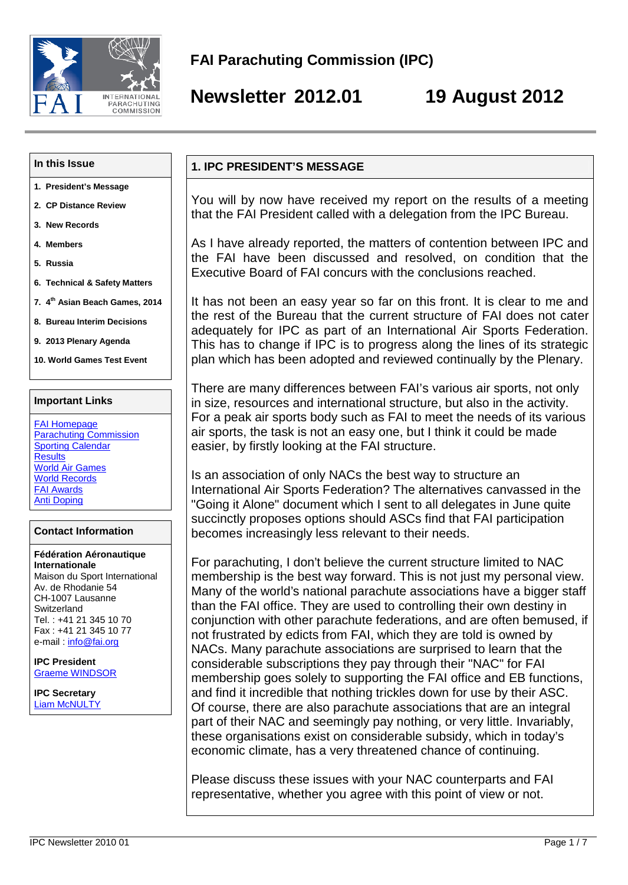# FAI Parachuting Commission (IPC)

# Newsletter 2012.01 19 August 2012

### In this Issue

1. President's Message
2. CP Distance Review
3. New Records
4. Members
5. Russia
6. Technical & Safety Matters
7. 4th Asian Beach Games, 2014
8. Bureau Interim Decisions
9. 2013 Plenary Agenda
10. World Games Test Event

### Important Links

FAI Homepage
Parachuting Commission
Sporting Calendar
Results
World Air Games
World Records
FAI Awards
Anti Doping

### Contact Information

**Fédération Aéronautique Internationale**
Maison du Sport International
Av. de Rhodanie 54
CH-1007 Lausanne
Switzerland
Tel. : +41 21 345 10 70
Fax : +41 21 345 10 77
e-mail : info@fai.org

**IPC President**
Graeme WINDSOR

**IPC Secretary**
Liam McNULTY

## 1. IPC PRESIDENT'S MESSAGE

You will by now have received my report on the results of a meeting that the FAI President called with a delegation from the IPC Bureau.

As I have already reported, the matters of contention between IPC and the FAI have been discussed and resolved, on condition that the Executive Board of FAI concurs with the conclusions reached.

It has not been an easy year so far on this front. It is clear to me and the rest of the Bureau that the current structure of FAI does not cater adequately for IPC as part of an International Air Sports Federation. This has to change if IPC is to progress along the lines of its strategic plan which has been adopted and reviewed continually by the Plenary.

There are many differences between FAI's various air sports, not only in size, resources and international structure, but also in the activity. For a peak air sports body such as FAI to meet the needs of its various air sports, the task is not an easy one, but I think it could be made easier, by firstly looking at the FAI structure.

Is an association of only NACs the best way to structure an International Air Sports Federation? The alternatives canvassed in the "Going it Alone" document which I sent to all delegates in June quite succinctly proposes options should ASCs find that FAI participation becomes increasingly less relevant to their needs.

For parachuting, I don't believe the current structure limited to NAC membership is the best way forward. This is not just my personal view. Many of the world's national parachute associations have a bigger staff than the FAI office. They are used to controlling their own destiny in conjunction with other parachute federations, and are often bemused, if not frustrated by edicts from FAI, which they are told is owned by NACs. Many parachute associations are surprised to learn that the considerable subscriptions they pay through their "NAC" for FAI membership goes solely to supporting the FAI office and EB functions, and find it incredible that nothing trickles down for use by their ASC. Of course, there are also parachute associations that are an integral part of their NAC and seemingly pay nothing, or very little. Invariably, these organisations exist on considerable subsidy, which in today's economic climate, has a very threatened chance of continuing.

Please discuss these issues with your NAC counterparts and FAI representative, whether you agree with this point of view or not.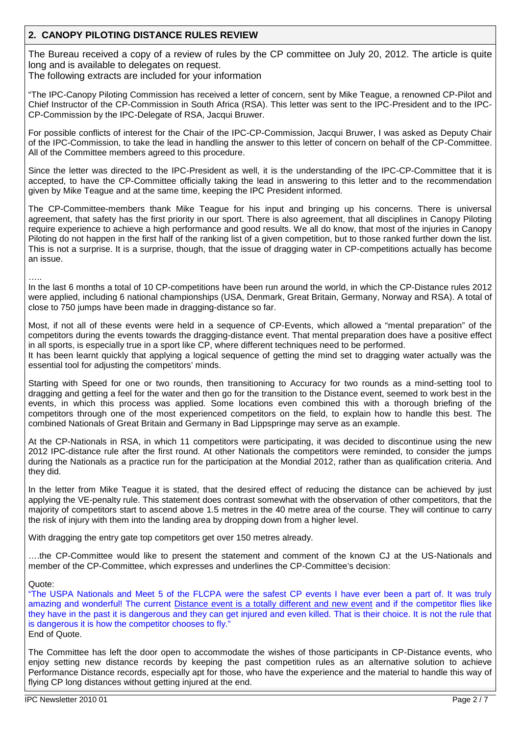## 2. CANOPY PILOTING DISTANCE RULES REVIEW

The Bureau received a copy of a review of rules by the CP committee on July 20, 2012. The article is quite long and is available to delegates on request.
The following extracts are included for your information

"The IPC-Canopy Piloting Commission has received a letter of concern, sent by Mike Teague, a renowned CP-Pilot and Chief Instructor of the CP-Commission in South Africa (RSA). This letter was sent to the IPC-President and to the IPC-CP-Commission by the IPC-Delegate of RSA, Jacqui Bruwer.

For possible conflicts of interest for the Chair of the IPC-CP-Commission, Jacqui Bruwer, I was asked as Deputy Chair of the IPC-Commission, to take the lead in handling the answer to this letter of concern on behalf of the CP-Committee. All of the Committee members agreed to this procedure.

Since the letter was directed to the IPC-President as well, it is the understanding of the IPC-CP-Committee that it is accepted, to have the CP-Committee officially taking the lead in answering to this letter and to the recommendation given by Mike Teague and at the same time, keeping the IPC President informed.

The CP-Committee-members thank Mike Teague for his input and bringing up his concerns. There is universal agreement, that safety has the first priority in our sport. There is also agreement, that all disciplines in Canopy Piloting require experience to achieve a high performance and good results. We all do know, that most of the injuries in Canopy Piloting do not happen in the first half of the ranking list of a given competition, but to those ranked further down the list. This is not a surprise. It is a surprise, though, that the issue of dragging water in CP-competitions actually has become an issue.

…..

In the last 6 months a total of 10 CP-competitions have been run around the world, in which the CP-Distance rules 2012 were applied, including 6 national championships (USA, Denmark, Great Britain, Germany, Norway and RSA). A total of close to 750 jumps have been made in dragging-distance so far.

Most, if not all of these events were held in a sequence of CP-Events, which allowed a "mental preparation" of the competitors during the events towards the dragging-distance event. That mental preparation does have a positive effect in all sports, is especially true in a sport like CP, where different techniques need to be performed.
It has been learnt quickly that applying a logical sequence of getting the mind set to dragging water actually was the essential tool for adjusting the competitors' minds.

Starting with Speed for one or two rounds, then transitioning to Accuracy for two rounds as a mind-setting tool to dragging and getting a feel for the water and then go for the transition to the Distance event, seemed to work best in the events, in which this process was applied. Some locations even combined this with a thorough briefing of the competitors through one of the most experienced competitors on the field, to explain how to handle this best. The combined Nationals of Great Britain and Germany in Bad Lippspringe may serve as an example.

At the CP-Nationals in RSA, in which 11 competitors were participating, it was decided to discontinue using the new 2012 IPC-distance rule after the first round. At other Nationals the competitors were reminded, to consider the jumps during the Nationals as a practice run for the participation at the Mondial 2012, rather than as qualification criteria. And they did.

In the letter from Mike Teague it is stated, that the desired effect of reducing the distance can be achieved by just applying the VE-penalty rule. This statement does contrast somewhat with the observation of other competitors, that the majority of competitors start to ascend above 1.5 metres in the 40 metre area of the course. They will continue to carry the risk of injury with them into the landing area by dropping down from a higher level.

With dragging the entry gate top competitors get over 150 metres already.

….the CP-Committee would like to present the statement and comment of the known CJ at the US-Nationals and member of the CP-Committee, which expresses and underlines the CP-Committee's decision:

Quote:
"The USPA Nationals and Meet 5 of the FLCPA were the safest CP events I have ever been a part of. It was truly amazing and wonderful! The current Distance event is a totally different and new event and if the competitor flies like they have in the past it is dangerous and they can get injured and even killed. That is their choice. It is not the rule that is dangerous it is how the competitor chooses to fly."
End of Quote.

The Committee has left the door open to accommodate the wishes of those participants in CP-Distance events, who enjoy setting new distance records by keeping the past competition rules as an alternative solution to achieve Performance Distance records, especially apt for those, who have the experience and the material to handle this way of flying CP long distances without getting injured at the end.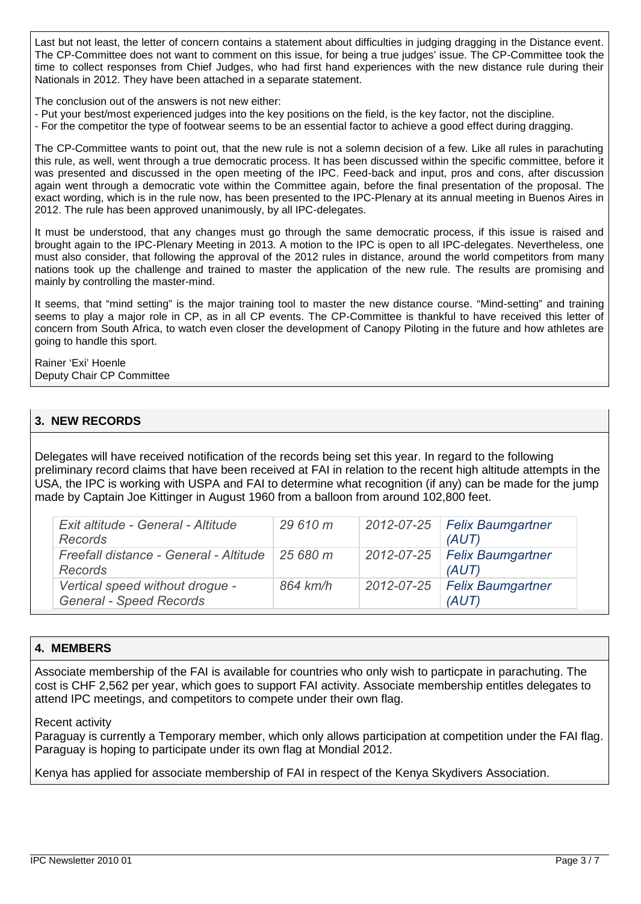Last but not least, the letter of concern contains a statement about difficulties in judging dragging in the Distance event. The CP-Committee does not want to comment on this issue, for being a true judges' issue. The CP-Committee took the time to collect responses from Chief Judges, who had first hand experiences with the new distance rule during their Nationals in 2012. They have been attached in a separate statement.

The conclusion out of the answers is not new either:
- Put your best/most experienced judges into the key positions on the field, is the key factor, not the discipline.
- For the competitor the type of footwear seems to be an essential factor to achieve a good effect during dragging.

The CP-Committee wants to point out, that the new rule is not a solemn decision of a few. Like all rules in parachuting this rule, as well, went through a true democratic process. It has been discussed within the specific committee, before it was presented and discussed in the open meeting of the IPC. Feed-back and input, pros and cons, after discussion again went through a democratic vote within the Committee again, before the final presentation of the proposal. The exact wording, which is in the rule now, has been presented to the IPC-Plenary at its annual meeting in Buenos Aires in 2012. The rule has been approved unanimously, by all IPC-delegates.

It must be understood, that any changes must go through the same democratic process, if this issue is raised and brought again to the IPC-Plenary Meeting in 2013. A motion to the IPC is open to all IPC-delegates. Nevertheless, one must also consider, that following the approval of the 2012 rules in distance, around the world competitors from many nations took up the challenge and trained to master the application of the new rule. The results are promising and mainly by controlling the master-mind.

It seems, that "mind setting" is the major training tool to master the new distance course. "Mind-setting" and training seems to play a major role in CP, as in all CP events. The CP-Committee is thankful to have received this letter of concern from South Africa, to watch even closer the development of Canopy Piloting in the future and how athletes are going to handle this sport.

Rainer 'Exi' Hoenle
Deputy Chair CP Committee

## 3. NEW RECORDS

Delegates will have received notification of the records being set this year. In regard to the following preliminary record claims that have been received at FAI in relation to the recent high altitude attempts in the USA, the IPC is working with USPA and FAI to determine what recognition (if any) can be made for the jump made by Captain Joe Kittinger in August 1960 from a balloon from around 102,800 feet.

| *Exit altitude - General - Altitude Records* | *29 610 m* | *2012-07-25* | *Felix Baumgartner (AUT)* |
|---|---|---|---|
| *Freefall distance - General - Altitude Records* | *25 680 m* | *2012-07-25* | *Felix Baumgartner (AUT)* |
| *Vertical speed without drogue - General - Speed Records* | *864 km/h* | *2012-07-25* | *Felix Baumgartner (AUT)* |

## 4. MEMBERS

Associate membership of the FAI is available for countries who only wish to particpate in parachuting. The cost is CHF 2,562 per year, which goes to support FAI activity. Associate membership entitles delegates to attend IPC meetings, and competitors to compete under their own flag.

Recent activity
Paraguay is currently a Temporary member, which only allows participation at competition under the FAI flag. Paraguay is hoping to participate under its own flag at Mondial 2012.

Kenya has applied for associate membership of FAI in respect of the Kenya Skydivers Association.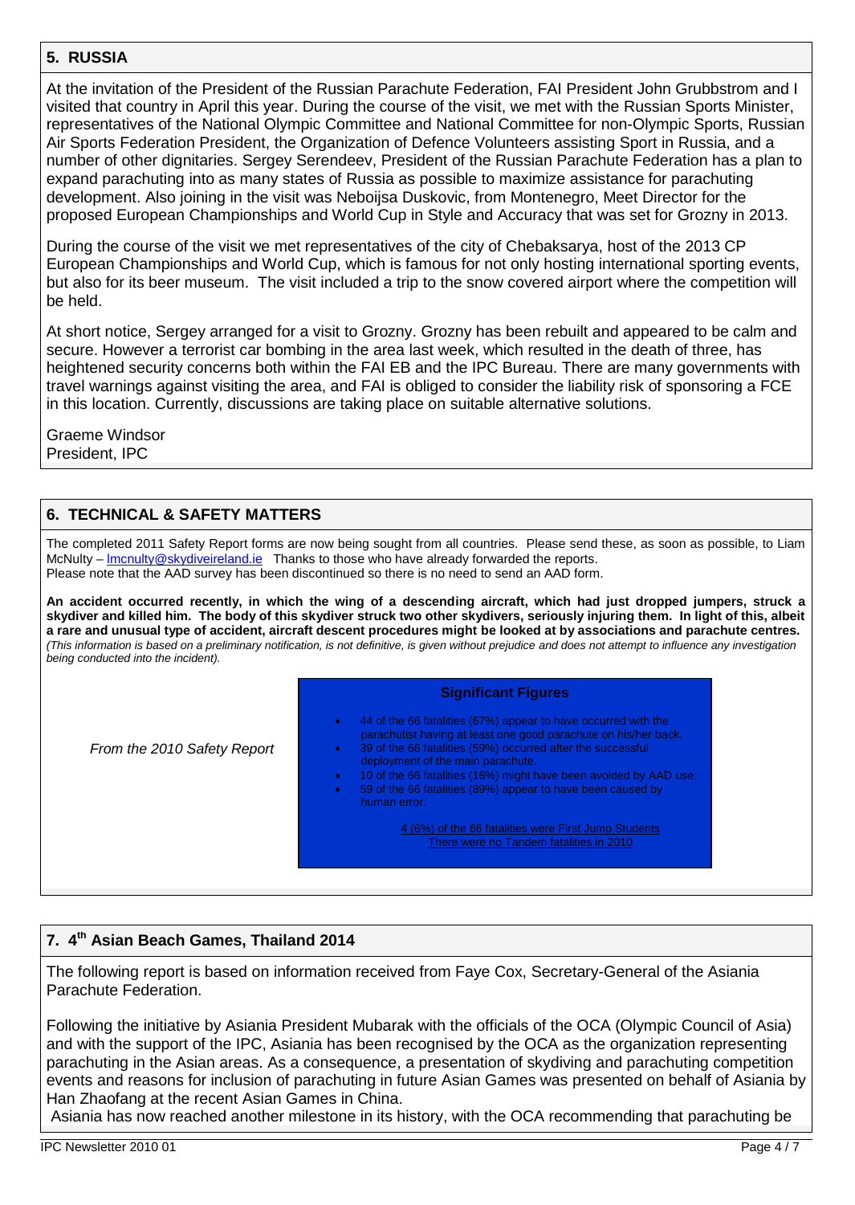## 5. RUSSIA

At the invitation of the President of the Russian Parachute Federation, FAI President John Grubbstrom and I visited that country in April this year. During the course of the visit, we met with the Russian Sports Minister, representatives of the National Olympic Committee and National Committee for non-Olympic Sports, Russian Air Sports Federation President, the Organization of Defence Volunteers assisting Sport in Russia, and a number of other dignitaries. Sergey Serendeev, President of the Russian Parachute Federation has a plan to expand parachuting into as many states of Russia as possible to maximize assistance for parachuting development. Also joining in the visit was Neboijsa Duskovic, from Montenegro, Meet Director for the proposed European Championships and World Cup in Style and Accuracy that was set for Grozny in 2013.

During the course of the visit we met representatives of the city of Chebaksarya, host of the 2013 CP European Championships and World Cup, which is famous for not only hosting international sporting events, but also for its beer museum. The visit included a trip to the snow covered airport where the competition will be held.

At short notice, Sergey arranged for a visit to Grozny. Grozny has been rebuilt and appeared to be calm and secure. However a terrorist car bombing in the area last week, which resulted in the death of three, has heightened security concerns both within the FAI EB and the IPC Bureau. There are many governments with travel warnings against visiting the area, and FAI is obliged to consider the liability risk of sponsoring a FCE in this location. Currently, discussions are taking place on suitable alternative solutions.

Graeme Windsor
President, IPC

## 6. TECHNICAL & SAFETY MATTERS

The completed 2011 Safety Report forms are now being sought from all countries. Please send these, as soon as possible, to Liam McNulty – lmcnulty@skydiveireland.ie Thanks to those who have already forwarded the reports.
Please note that the AAD survey has been discontinued so there is no need to send an AAD form.

**An accident occurred recently, in which the wing of a descending aircraft, which had just dropped jumpers, struck a skydiver and killed him. The body of this skydiver struck two other skydivers, seriously injuring them. In light of this, albeit a rare and unusual type of accident, aircraft descent procedures might be looked at by associations and parachute centres.**
*(This information is based on a preliminary notification, is not definitive, is given without prejudice and does not attempt to influence any investigation being conducted into the incident).*

*From the 2010 Safety Report*

**Significant Figures**

- 44 of the 66 fatalities (67%) appear to have occurred with the parachutist having at least one good parachute on his/her back.
- 39 of the 66 fatalities (59%) occurred after the successful deployment of the main parachute.
- 10 of the 66 fatalities (16%) might have been avoided by AAD use.
- 59 of the 66 fatalities (89%) appear to have been caused by human error.

4 (6%) of the 66 fatalities were First Jump Students
There were no Tandem fatalities in 2010

## 7. 4th Asian Beach Games, Thailand 2014

The following report is based on information received from Faye Cox, Secretary-General of the Asiania Parachute Federation.

Following the initiative by Asiania President Mubarak with the officials of the OCA (Olympic Council of Asia) and with the support of the IPC, Asiania has been recognised by the OCA as the organization representing parachuting in the Asian areas. As a consequence, a presentation of skydiving and parachuting competition events and reasons for inclusion of parachuting in future Asian Games was presented on behalf of Asiania by Han Zhaofang at the recent Asian Games in China.
Asiania has now reached another milestone in its history, with the OCA recommending that parachuting be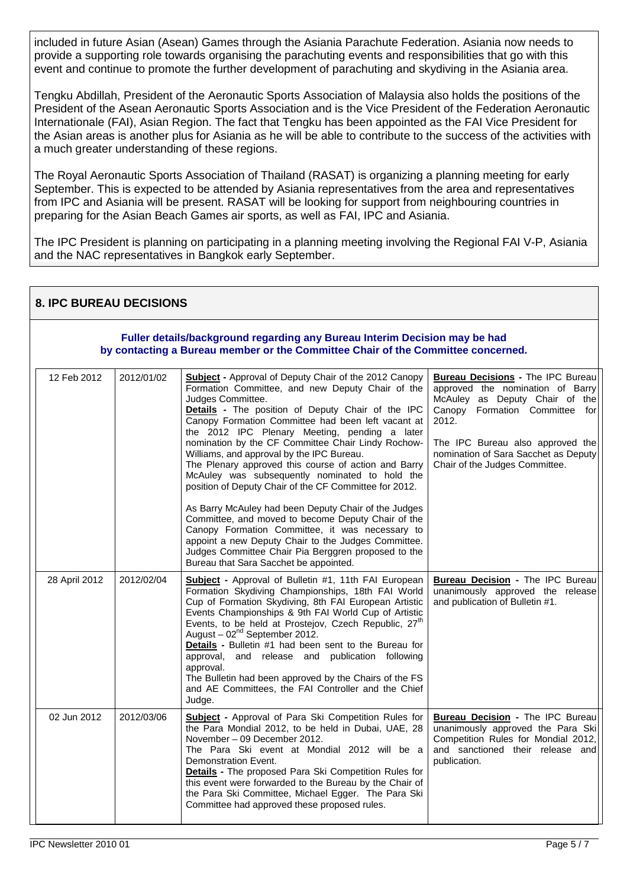included in future Asian (Asean) Games through the Asiania Parachute Federation. Asiania now needs to provide a supporting role towards organising the parachuting events and responsibilities that go with this event and continue to promote the further development of parachuting and skydiving in the Asiania area.

Tengku Abdillah, President of the Aeronautic Sports Association of Malaysia also holds the positions of the President of the Asean Aeronautic Sports Association and is the Vice President of the Federation Aeronautic Internationale (FAI), Asian Region. The fact that Tengku has been appointed as the FAI Vice President for the Asian areas is another plus for Asiania as he will be able to contribute to the success of the activities with a much greater understanding of these regions.

The Royal Aeronautic Sports Association of Thailand (RASAT) is organizing a planning meeting for early September. This is expected to be attended by Asiania representatives from the area and representatives from IPC and Asiania will be present. RASAT will be looking for support from neighbouring countries in preparing for the Asian Beach Games air sports, as well as FAI, IPC and Asiania.

The IPC President is planning on participating in a planning meeting involving the Regional FAI V-P, Asiania and the NAC representatives in Bangkok early September.

## 8. IPC BUREAU DECISIONS

**Fuller details/background regarding any Bureau Interim Decision may be had by contacting a Bureau member or the Committee Chair of the Committee concerned.**

| | | | |
|---|---|---|---|
| 12 Feb 2012 | 2012/01/02 | **Subject** - Approval of Deputy Chair of the 2012 Canopy Formation Committee, and new Deputy Chair of the Judges Committee.<br>**Details** - The position of Deputy Chair of the IPC Canopy Formation Committee had been left vacant at the 2012 IPC Plenary Meeting, pending a later nomination by the CF Committee Chair Lindy Rochow-Williams, and approval by the IPC Bureau.<br>The Plenary approved this course of action and Barry McAuley was subsequently nominated to hold the position of Deputy Chair of the CF Committee for 2012.<br><br>As Barry McAuley had been Deputy Chair of the Judges Committee, and moved to become Deputy Chair of the Canopy Formation Committee, it was necessary to appoint a new Deputy Chair to the Judges Committee. Judges Committee Chair Pia Berggren proposed to the Bureau that Sara Sacchet be appointed. | **Bureau Decisions** - The IPC Bureau approved the nomination of Barry McAuley as Deputy Chair of the Canopy Formation Committee for 2012.<br><br>The IPC Bureau also approved the nomination of Sara Sacchet as Deputy Chair of the Judges Committee. |
| 28 April 2012 | 2012/02/04 | **Subject** - Approval of Bulletin #1, 11th FAI European Formation Skydiving Championships, 18th FAI World Cup of Formation Skydiving, 8th FAI European Artistic Events Championships & 9th FAI World Cup of Artistic Events, to be held at Prostejov, Czech Republic, 27th August – 02nd September 2012.<br>**Details** - Bulletin #1 had been sent to the Bureau for approval, and release and publication following approval.<br>The Bulletin had been approved by the Chairs of the FS and AE Committees, the FAI Controller and the Chief Judge. | **Bureau Decision** - The IPC Bureau unanimously approved the release and publication of Bulletin #1. |
| 02 Jun 2012 | 2012/03/06 | **Subject** - Approval of Para Ski Competition Rules for the Para Mondial 2012, to be held in Dubai, UAE, 28 November – 09 December 2012.<br>The Para Ski event at Mondial 2012 will be a Demonstration Event.<br>**Details** - The proposed Para Ski Competition Rules for this event were forwarded to the Bureau by the Chair of the Para Ski Committee, Michael Egger. The Para Ski Committee had approved these proposed rules. | **Bureau Decision** - The IPC Bureau unanimously approved the Para Ski Competition Rules for Mondial 2012, and sanctioned their release and publication. |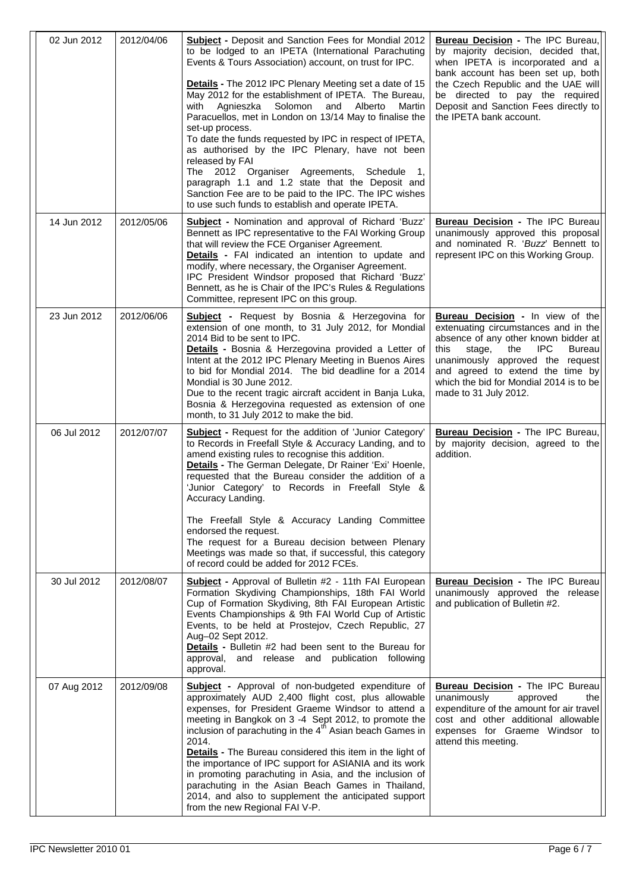| 02 Jun 2012 | 2012/04/06 | **Subject** - Deposit and Sanction Fees for Mondial 2012 to be lodged to an IPETA (International Parachuting Events & Tours Association) account, on trust for IPC.<br><br>**Details** - The 2012 IPC Plenary Meeting set a date of 15 May 2012 for the establishment of IPETA. The Bureau, with Agnieszka Solomon and Alberto Martin Paracuellos, met in London on 13/14 May to finalise the set-up process.<br>To date the funds requested by IPC in respect of IPETA, as authorised by the IPC Plenary, have not been released by FAI<br>The 2012 Organiser Agreements, Schedule 1, paragraph 1.1 and 1.2 state that the Deposit and Sanction Fee are to be paid to the IPC. The IPC wishes to use such funds to establish and operate IPETA. | **Bureau Decision** - The IPC Bureau, by majority decision, decided that, when IPETA is incorporated and a bank account has been set up, both the Czech Republic and the UAE will be directed to pay the required Deposit and Sanction Fees directly to the IPETA bank account. |
|---|---|---|---|
| 14 Jun 2012 | 2012/05/06 | **Subject** - Nomination and approval of Richard 'Buzz' Bennett as IPC representative to the FAI Working Group that will review the FCE Organiser Agreement.<br>**Details** - FAI indicated an intention to update and modify, where necessary, the Organiser Agreement.<br>IPC President Windsor proposed that Richard 'Buzz' Bennett, as he is Chair of the IPC's Rules & Regulations Committee, represent IPC on this group. | **Bureau Decision** - The IPC Bureau unanimously approved this proposal and nominated R. '*Buzz*' Bennett to represent IPC on this Working Group. |
| 23 Jun 2012 | 2012/06/06 | **Subject** - Request by Bosnia & Herzegovina for extension of one month, to 31 July 2012, for Mondial 2014 Bid to be sent to IPC.<br>**Details** - Bosnia & Herzegovina provided a Letter of Intent at the 2012 IPC Plenary Meeting in Buenos Aires to bid for Mondial 2014. The bid deadline for a 2014 Mondial is 30 June 2012.<br>Due to the recent tragic aircraft accident in Banja Luka, Bosnia & Herzegovina requested as extension of one month, to 31 July 2012 to make the bid. | **Bureau Decision** - In view of the extenuating circumstances and in the absence of any other known bidder at this stage, the IPC Bureau unanimously approved the request and agreed to extend the time by which the bid for Mondial 2014 is to be made to 31 July 2012. |
| 06 Jul 2012 | 2012/07/07 | **Subject** - Request for the addition of 'Junior Category' to Records in Freefall Style & Accuracy Landing, and to amend existing rules to recognise this addition.<br>**Details** - The German Delegate, Dr Rainer 'Exi' Hoenle, requested that the Bureau consider the addition of a 'Junior Category' to Records in Freefall Style & Accuracy Landing.<br><br>The Freefall Style & Accuracy Landing Committee endorsed the request.<br>The request for a Bureau decision between Plenary Meetings was made so that, if successful, this category of record could be added for 2012 FCEs. | **Bureau Decision** - The IPC Bureau, by majority decision, agreed to the addition. |
| 30 Jul 2012 | 2012/08/07 | **Subject** - Approval of Bulletin #2 - 11th FAI European Formation Skydiving Championships, 18th FAI World Cup of Formation Skydiving, 8th FAI European Artistic Events Championships & 9th FAI World Cup of Artistic Events, to be held at Prostejov, Czech Republic, 27 Aug–02 Sept 2012.<br>**Details** - Bulletin #2 had been sent to the Bureau for approval, and release and publication following approval. | **Bureau Decision** - The IPC Bureau unanimously approved the release and publication of Bulletin #2. |
| 07 Aug 2012 | 2012/09/08 | **Subject** - Approval of non-budgeted expenditure of approximately AUD 2,400 flight cost, plus allowable expenses, for President Graeme Windsor to attend a meeting in Bangkok on 3 -4 Sept 2012, to promote the inclusion of parachuting in the 4th Asian beach Games in 2014.<br>**Details** - The Bureau considered this item in the light of the importance of IPC support for ASIANIA and its work in promoting parachuting in Asia, and the inclusion of parachuting in the Asian Beach Games in Thailand, 2014, and also to supplement the anticipated support from the new Regional FAI V-P. | **Bureau Decision** - The IPC Bureau unanimously approved the expenditure of the amount for air travel cost and other additional allowable expenses for Graeme Windsor to attend this meeting. |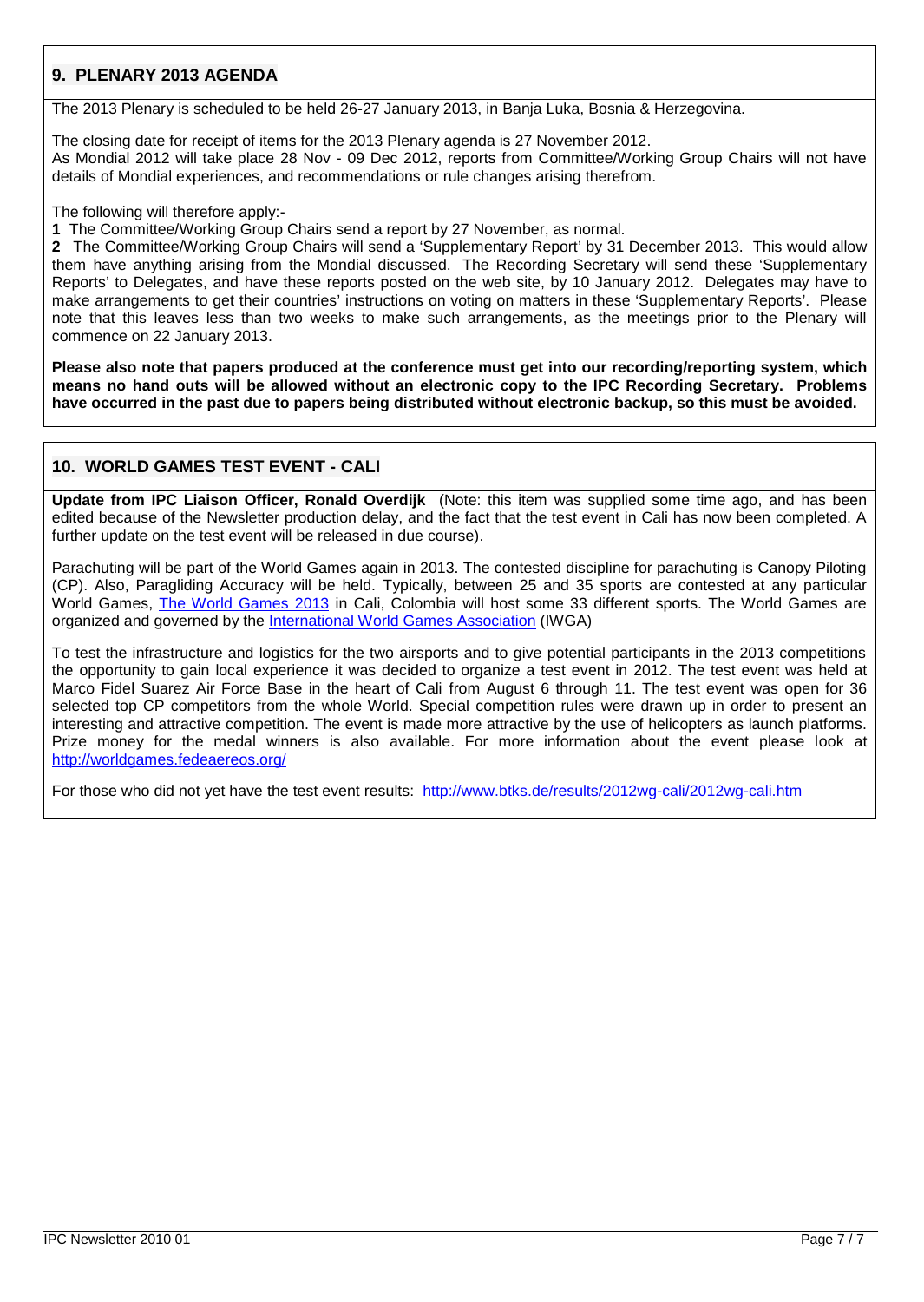## 9. PLENARY 2013 AGENDA

The 2013 Plenary is scheduled to be held 26-27 January 2013, in Banja Luka, Bosnia & Herzegovina.

The closing date for receipt of items for the 2013 Plenary agenda is 27 November 2012.
As Mondial 2012 will take place 28 Nov - 09 Dec 2012, reports from Committee/Working Group Chairs will not have details of Mondial experiences, and recommendations or rule changes arising therefrom.

The following will therefore apply:-

**1** The Committee/Working Group Chairs send a report by 27 November, as normal.

**2** The Committee/Working Group Chairs will send a 'Supplementary Report' by 31 December 2013. This would allow them have anything arising from the Mondial discussed. The Recording Secretary will send these 'Supplementary Reports' to Delegates, and have these reports posted on the web site, by 10 January 2012. Delegates may have to make arrangements to get their countries' instructions on voting on matters in these 'Supplementary Reports'. Please note that this leaves less than two weeks to make such arrangements, as the meetings prior to the Plenary will commence on 22 January 2013.

**Please also note that papers produced at the conference must get into our recording/reporting system, which means no hand outs will be allowed without an electronic copy to the IPC Recording Secretary. Problems have occurred in the past due to papers being distributed without electronic backup, so this must be avoided.**

## 10. WORLD GAMES TEST EVENT - CALI

**Update from IPC Liaison Officer, Ronald Overdijk** (Note: this item was supplied some time ago, and has been edited because of the Newsletter production delay, and the fact that the test event in Cali has now been completed. A further update on the test event will be released in due course).

Parachuting will be part of the World Games again in 2013. The contested discipline for parachuting is Canopy Piloting (CP). Also, Paragliding Accuracy will be held. Typically, between 25 and 35 sports are contested at any particular World Games, The World Games 2013 in Cali, Colombia will host some 33 different sports. The World Games are organized and governed by the International World Games Association (IWGA)

To test the infrastructure and logistics for the two airsports and to give potential participants in the 2013 competitions the opportunity to gain local experience it was decided to organize a test event in 2012. The test event was held at Marco Fidel Suarez Air Force Base in the heart of Cali from August 6 through 11. The test event was open for 36 selected top CP competitors from the whole World. Special competition rules were drawn up in order to present an interesting and attractive competition. The event is made more attractive by the use of helicopters as launch platforms. Prize money for the medal winners is also available. For more information about the event please look at http://worldgames.fedeaereos.org/

For those who did not yet have the test event results: http://www.btks.de/results/2012wg-cali/2012wg-cali.htm